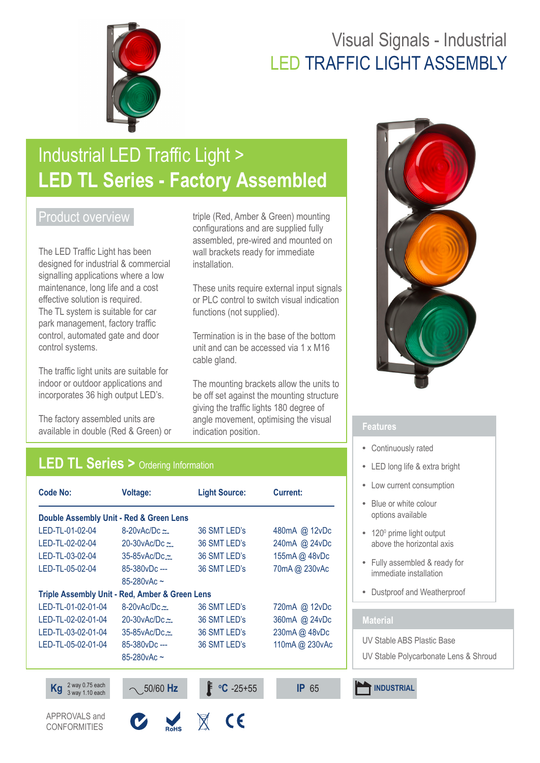# Visual Signals - Industrial
# LED TRAFFIC LIGHT ASSEMBLY

## Industrial LED Traffic Light >
## LED TL Series - Factory Assembled

### Product overview

The LED Traffic Light has been designed for industrial & commercial signalling applications where a low maintenance, long life and a cost effective solution is required. The TL system is suitable for car park management, factory traffic control, automated gate and door control systems.

The traffic light units are suitable for indoor or outdoor applications and incorporates 36 high output LED's.

The factory assembled units are available in double (Red & Green) or triple (Red, Amber & Green) mounting configurations and are supplied fully assembled, pre-wired and mounted on wall brackets ready for immediate installation.

These units require external input signals or PLC control to switch visual indication functions (not supplied).

Termination is in the base of the bottom unit and can be accessed via 1 x M16 cable gland.

The mounting brackets allow the units to be off set against the mounting structure giving the traffic lights 180 degree of angle movement, optimising the visual indication position.

### Features

- Continuously rated
- LED long life & extra bright
- Low current consumption
- Blue or white colour options available
- 120° prime light output above the horizontal axis
- Fully assembled & ready for immediate installation
- Dustproof and Weatherproof

### Material

UV Stable ABS Plastic Base

UV Stable Polycarbonate Lens & Shroud

## LED TL Series > Ordering Information

| Code No: | Voltage: | Light Source: | Current: |
|---|---|---|---|
| **Double Assembly Unit - Red & Green Lens** | | | |
| LED-TL-01-02-04 | 8-20vAc/Dc ⎓ | 36 SMT LED's | 480mA @ 12vDc |
| LED-TL-02-02-04 | 20-30vAc/Dc ⎓ | 36 SMT LED's | 240mA @ 24vDc |
| LED-TL-03-02-04 | 35-85vAc/Dc ⎓ | 36 SMT LED's | 155mA @ 48vDc |
| LED-TL-05-02-04 | 85-380vDc --- | 36 SMT LED's | 70mA @ 230vAc |
| | 85-280vAc ~ | | |
| **Triple Assembly Unit - Red, Amber & Green Lens** | | | |
| LED-TL-01-02-01-04 | 8-20vAc/Dc ⎓ | 36 SMT LED's | 720mA @ 12vDc |
| LED-TL-02-02-01-04 | 20-30vAc/Dc ⎓ | 36 SMT LED's | 360mA @ 24vDc |
| LED-TL-03-02-01-04 | 35-85vAc/Dc ⎓ | 36 SMT LED's | 230mA @ 48vDc |
| LED-TL-05-02-01-04 | 85-380vDc --- | 36 SMT LED's | 110mA @ 230vAc |
| | 85-280vAc ~ | | |

**Kg** 2 way 0.75 each, 3 way 1.10 each | 50/60 **Hz** | °**C** -25+55 | **IP** 65 | **INDUSTRIAL**

APPROVALS and CONFORMITIES: RoHS, CE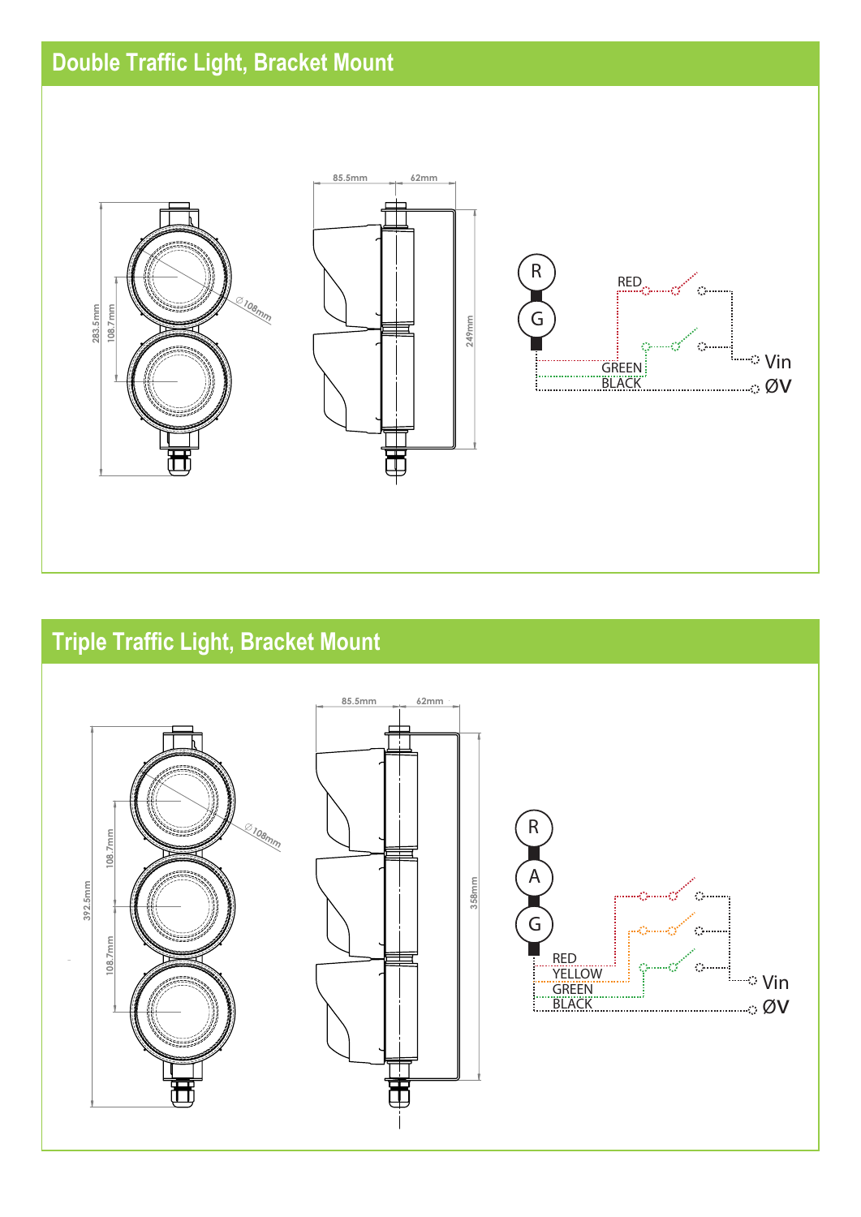## Double Traffic Light, Bracket Mount

283.5mm
108.7mm
∅108mm
85.5mm
62mm
249mm

R
G
RED
GREEN
BLACK
Vin
ØV

## Triple Traffic Light, Bracket Mount

392.5mm
108.7mm
108.7mm
∅108mm
85.5mm
62mm
358mm

R
A
G
RED
YELLOW
GREEN
BLACK
Vin
ØV